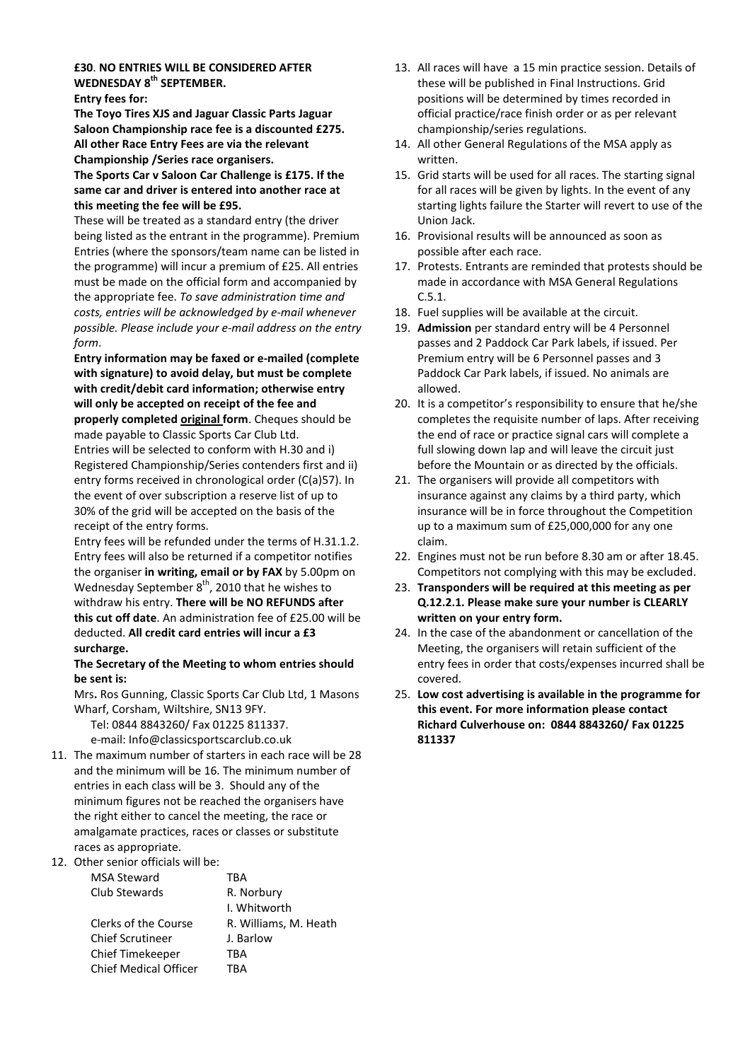**£30**. **NO ENTRIES WILL BE CONSIDERED AFTER WEDNESDAY 8th SEPTEMBER.**

**Entry fees for:**

**The Toyo Tires XJS and Jaguar Classic Parts Jaguar Saloon Championship race fee is a discounted £275. All other Race Entry Fees are via the relevant Championship /Series race organisers.**

**The Sports Car v Saloon Car Challenge is £175. If the same car and driver is entered into another race at this meeting the fee will be £95.**

These will be treated as a standard entry (the driver being listed as the entrant in the programme). Premium Entries (where the sponsors/team name can be listed in the programme) will incur a premium of £25. All entries must be made on the official form and accompanied by the appropriate fee. *To save administration time and costs, entries will be acknowledged by e-mail whenever possible. Please include your e-mail address on the entry form*.

**Entry information may be faxed or e-mailed (complete with signature) to avoid delay, but must be complete with credit/debit card information; otherwise entry will only be accepted on receipt of the fee and properly completed original form**. Cheques should be made payable to Classic Sports Car Club Ltd.

Entries will be selected to conform with H.30 and i) Registered Championship/Series contenders first and ii) entry forms received in chronological order (C(a)57). In the event of over subscription a reserve list of up to 30% of the grid will be accepted on the basis of the receipt of the entry forms.

Entry fees will be refunded under the terms of H.31.1.2. Entry fees will also be returned if a competitor notifies the organiser **in writing, email or by FAX** by 5.00pm on Wednesday September 8th, 2010 that he wishes to withdraw his entry. **There will be NO REFUNDS after this cut off date**. An administration fee of £25.00 will be deducted. **All credit card entries will incur a £3 surcharge.**

**The Secretary of the Meeting to whom entries should be sent is:**

Mrs**.** Ros Gunning, Classic Sports Car Club Ltd, 1 Masons Wharf, Corsham, Wiltshire, SN13 9FY.
Tel: 0844 8843260/ Fax 01225 811337.
e-mail: Info@classicsportscarclub.co.uk

11. The maximum number of starters in each race will be 28 and the minimum will be 16. The minimum number of entries in each class will be 3. Should any of the minimum figures not be reached the organisers have the right either to cancel the meeting, the race or amalgamate practices, races or classes or substitute races as appropriate.
12. Other senior officials will be:

| | |
|---|---|
| MSA Steward | TBA |
| Club Stewards | R. Norbury |
| | I. Whitworth |
| Clerks of the Course | R. Williams, M. Heath |
| Chief Scrutineer | J. Barlow |
| Chief Timekeeper | TBA |
| Chief Medical Officer | TBA |

13. All races will have a 15 min practice session. Details of these will be published in Final Instructions. Grid positions will be determined by times recorded in official practice/race finish order or as per relevant championship/series regulations.
14. All other General Regulations of the MSA apply as written.
15. Grid starts will be used for all races. The starting signal for all races will be given by lights. In the event of any starting lights failure the Starter will revert to use of the Union Jack.
16. Provisional results will be announced as soon as possible after each race.
17. Protests. Entrants are reminded that protests should be made in accordance with MSA General Regulations C.5.1.
18. Fuel supplies will be available at the circuit.
19. **Admission** per standard entry will be 4 Personnel passes and 2 Paddock Car Park labels, if issued. Per Premium entry will be 6 Personnel passes and 3 Paddock Car Park labels, if issued. No animals are allowed.
20. It is a competitor's responsibility to ensure that he/she completes the requisite number of laps. After receiving the end of race or practice signal cars will complete a full slowing down lap and will leave the circuit just before the Mountain or as directed by the officials.
21. The organisers will provide all competitors with insurance against any claims by a third party, which insurance will be in force throughout the Competition up to a maximum sum of £25,000,000 for any one claim.
22. Engines must not be run before 8.30 am or after 18.45. Competitors not complying with this may be excluded.
23. **Transponders will be required at this meeting as per Q.12.2.1. Please make sure your number is CLEARLY written on your entry form.**
24. In the case of the abandonment or cancellation of the Meeting, the organisers will retain sufficient of the entry fees in order that costs/expenses incurred shall be covered.
25. **Low cost advertising is available in the programme for this event. For more information please contact Richard Culverhouse on: 0844 8843260/ Fax 01225 811337**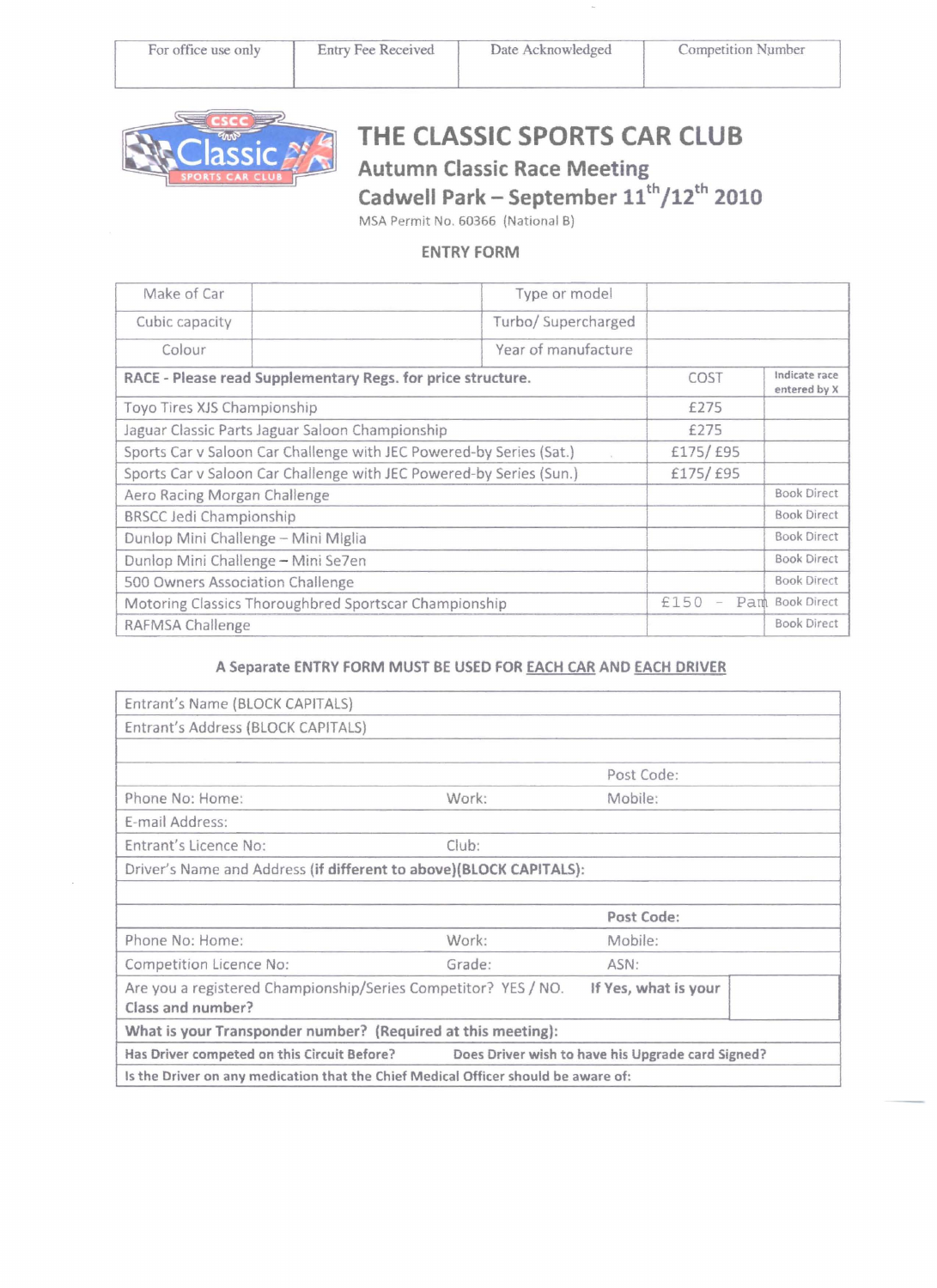| For office use only | Entry Fee Received | Date Acknowledged | Competition Number |
|---|---|---|---|
| | | | |

# THE CLASSIC SPORTS CAR CLUB

## Autumn Classic Race Meeting

## Cadwell Park – September 11th/12th 2010

MSA Permit No. 60366 (National B)

**ENTRY FORM**

| Make of Car | | Type or model | |
|---|---|---|---|
| Cubic capacity | | Turbo/ Supercharged | |
| Colour | | Year of manufacture | |

| RACE - Please read Supplementary Regs. for price structure. | COST | Indicate race entered by X |
|---|---|---|
| Toyo Tires XJS Championship | £275 | |
| Jaguar Classic Parts Jaguar Saloon Championship | £275 | |
| Sports Car v Saloon Car Challenge with JEC Powered-by Series (Sat.) | £175/ £95 | |
| Sports Car v Saloon Car Challenge with JEC Powered-by Series (Sun.) | £175/ £95 | |
| Aero Racing Morgan Challenge | | Book Direct |
| BRSCC Jedi Championship | | Book Direct |
| Dunlop Mini Challenge – Mini Miglia | | Book Direct |
| Dunlop Mini Challenge – Mini Se7en | | Book Direct |
| 500 Owners Association Challenge | | Book Direct |
| Motoring Classics Thoroughbred Sportscar Championship | £150 - Pam | Book Direct |
| RAFMSA Challenge | | Book Direct |

**A Separate ENTRY FORM MUST BE USED FOR EACH CAR AND EACH DRIVER**

| | | |
|---|---|---|
| Entrant's Name (BLOCK CAPITALS) | | |
| Entrant's Address (BLOCK CAPITALS) | | |
| | | |
| | | Post Code: |
| Phone No: Home: | Work: | Mobile: |
| E-mail Address: | | |
| Entrant's Licence No: | Club: | |
| Driver's Name and Address **(if different to above)(BLOCK CAPITALS):** | | |
| | | |
| | | **Post Code:** |
| Phone No: Home: | Work: | Mobile: |
| Competition Licence No: | Grade: | ASN: |
| Are you a registered Championship/Series Competitor? YES / NO. **Class and number?** | **If Yes, what is your** | |
| **What is your Transponder number? (Required at this meeting):** | | |
| **Has Driver competed on this Circuit Before?** | **Does Driver wish to have his Upgrade card Signed?** | |
| **Is the Driver on any medication that the Chief Medical Officer should be aware of:** | | |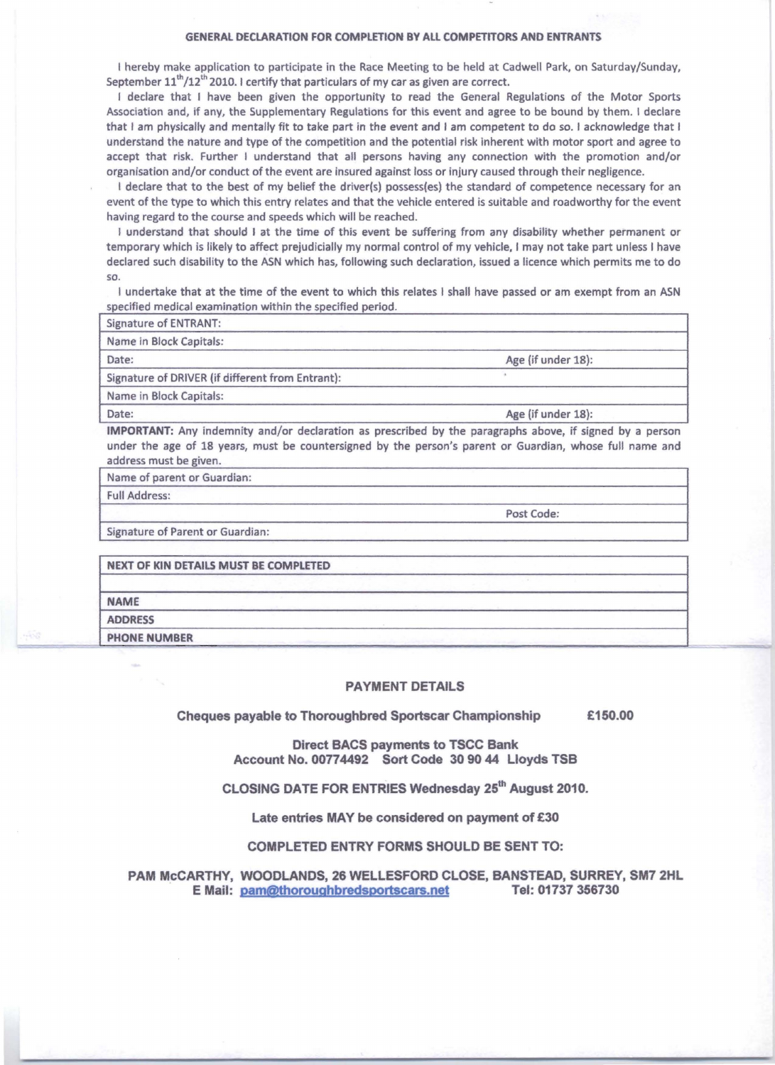## GENERAL DECLARATION FOR COMPLETION BY ALL COMPETITORS AND ENTRANTS

I hereby make application to participate in the Race Meeting to be held at Cadwell Park, on Saturday/Sunday, September 11th/12th 2010. I certify that particulars of my car as given are correct.

I declare that I have been given the opportunity to read the General Regulations of the Motor Sports Association and, if any, the Supplementary Regulations for this event and agree to be bound by them. I declare that I am physically and mentally fit to take part in the event and I am competent to do so. I acknowledge that I understand the nature and type of the competition and the potential risk inherent with motor sport and agree to accept that risk. Further I understand that all persons having any connection with the promotion and/or organisation and/or conduct of the event are insured against loss or injury caused through their negligence.

I declare that to the best of my belief the driver(s) possess(es) the standard of competence necessary for an event of the type to which this entry relates and that the vehicle entered is suitable and roadworthy for the event having regard to the course and speeds which will be reached.

I understand that should I at the time of this event be suffering from any disability whether permanent or temporary which is likely to affect prejudicially my normal control of my vehicle, I may not take part unless I have declared such disability to the ASN which has, following such declaration, issued a licence which permits me to do so.

I undertake that at the time of the event to which this relates I shall have passed or am exempt from an ASN specified medical examination within the specified period.

| | |
|---|---|
| Signature of ENTRANT: | |
| Name in Block Capitals: | |
| Date: | Age (if under 18): |
| Signature of DRIVER (if different from Entrant): | |
| Name in Block Capitals: | |
| Date: | Age (if under 18): |

**IMPORTANT:** Any indemnity and/or declaration as prescribed by the paragraphs above, if signed by a person under the age of 18 years, must be countersigned by the person's parent or Guardian, whose full name and address must be given.

| | |
|---|---|
| Name of parent or Guardian: | |
| Full Address: | |
| | Post Code: |
| Signature of Parent or Guardian: | |

| |
|---|
| **NEXT OF KIN DETAILS MUST BE COMPLETED** |
| |
| **NAME** |
| **ADDRESS** |
| **PHONE NUMBER** |

## PAYMENT DETAILS

**Cheques payable to Thoroughbred Sportscar Championship £150.00**

**Direct BACS payments to TSCC Bank**
**Account No. 00774492 Sort Code 30 90 44 Lloyds TSB**

**CLOSING DATE FOR ENTRIES Wednesday 25th August 2010.**

**Late entries MAY be considered on payment of £30**

**COMPLETED ENTRY FORMS SHOULD BE SENT TO:**

**PAM McCARTHY, WOODLANDS, 26 WELLESFORD CLOSE, BANSTEAD, SURREY, SM7 2HL**
**E Mail: pam@thoroughbredsportscars.net Tel: 01737 356730**